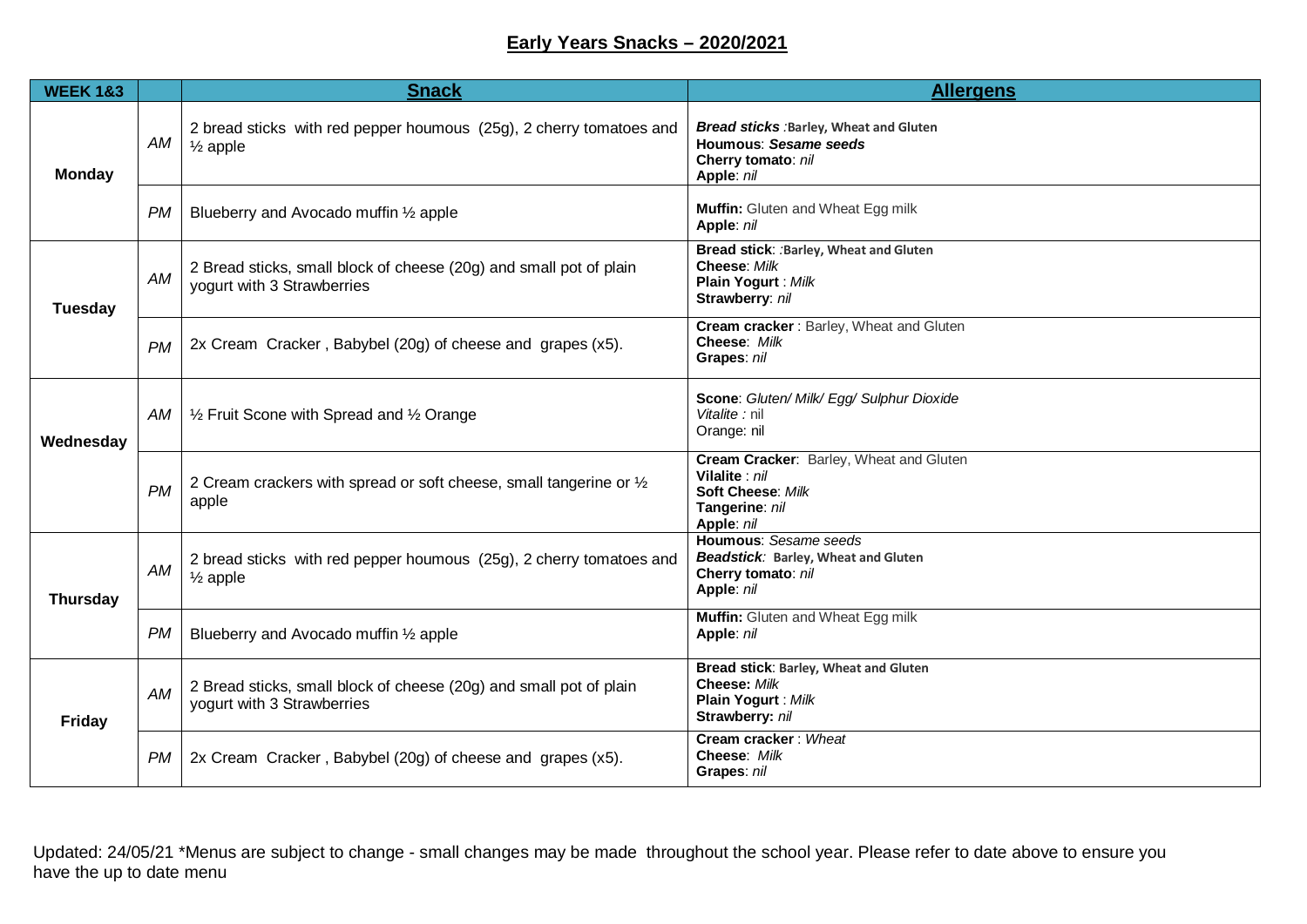# Early Years Snacks – 2020/2021

| WEEK 1&3 | | Snack | Allergens |
|---|---|---|---|
| **Monday** | *AM* | 2 bread sticks with red pepper houmous (25g), 2 cherry tomatoes and ½ apple | ***Bread sticks*** **:Barley, Wheat and Gluten**<br>**Houmous**: ***Sesame seeds***<br>**Cherry tomato**: *nil*<br>**Apple**: *nil* |
| | *PM* | Blueberry and Avocado muffin ½ apple | **Muffin:** Gluten and Wheat Egg milk<br>**Apple**: *nil* |
| **Tuesday** | *AM* | 2 Bread sticks, small block of cheese (20g) and small pot of plain yogurt with 3 Strawberries | **Bread stick**: **:Barley, Wheat and Gluten**<br>**Cheese**: *Milk*<br>**Plain Yogurt** : *Milk*<br>**Strawberry**: *nil* |
| | *PM* | 2x Cream Cracker , Babybel (20g) of cheese and grapes (x5). | **Cream cracker** : Barley, Wheat and Gluten<br>**Cheese**: *Milk*<br>**Grapes**: *nil* |
| **Wednesday** | *AM* | ½ Fruit Scone with Spread and ½ Orange | **Scone**: *Gluten/ Milk/ Egg/ Sulphur Dioxide*<br>*Vitalite :* nil<br>Orange: nil |
| | *PM* | 2 Cream crackers with spread or soft cheese, small tangerine or ½ apple | **Cream Cracker**: Barley, Wheat and Gluten<br>**Vilalite** : *nil*<br>**Soft Cheese**: *Milk*<br>**Tangerine**: *nil*<br>**Apple**: *nil* |
| **Thursday** | *AM* | 2 bread sticks with red pepper houmous (25g), 2 cherry tomatoes and ½ apple | **Houmous**: *Sesame seeds*<br>***Beadstick***: **Barley, Wheat and Gluten**<br>**Cherry tomato**: *nil*<br>**Apple**: *nil* |
| | *PM* | Blueberry and Avocado muffin ½ apple | **Muffin:** Gluten and Wheat Egg milk<br>**Apple**: *nil* |
| **Friday** | *AM* | 2 Bread sticks, small block of cheese (20g) and small pot of plain yogurt with 3 Strawberries | **Bread stick**: **Barley, Wheat and Gluten**<br>**Cheese:** *Milk*<br>**Plain Yogurt** : *Milk*<br>**Strawberry:** *nil* |
| | *PM* | 2x Cream Cracker , Babybel (20g) of cheese and grapes (x5). | **Cream cracker** : *Wheat*<br>**Cheese**: *Milk*<br>**Grapes**: *nil* |

Updated: 24/05/21 *Menus are subject to change - small changes may be made throughout the school year. Please refer to date above to ensure you have the up to date menu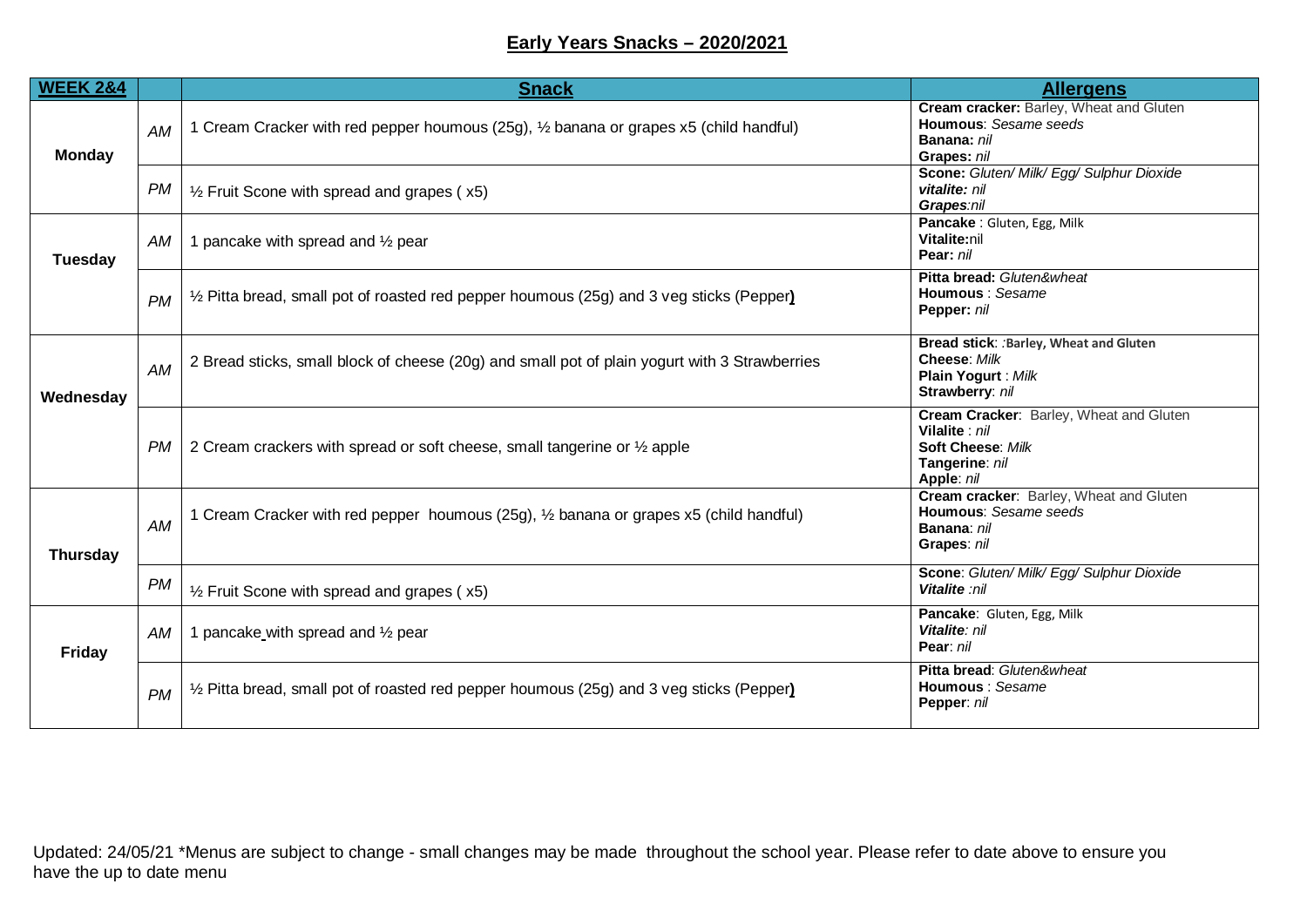## Early Years Snacks – 2020/2021

| WEEK 2&4 | | Snack | Allergens |
|---|---|---|---|
| **Monday** | *AM* | 1 Cream Cracker with red pepper houmous (25g), ½ banana or grapes x5 (child handful) | **Cream cracker:** Barley, Wheat and Gluten<br>**Houmous**: *Sesame seeds*<br>**Banana:** *nil*<br>**Grapes:** *nil* |
| | *PM* | ½ Fruit Scone with spread and grapes ( x5) | **Scone:** *Gluten/ Milk/ Egg/ Sulphur Dioxide*<br>***vitalite:*** *nil*<br>***Grapes***:*nil* |
| **Tuesday** | *AM* | 1 pancake with spread and ½ pear | **Pancake** : Gluten, Egg, Milk<br>**Vitalite:**nil<br>**Pear:** *nil* |
| | *PM* | ½ Pitta bread, small pot of roasted red pepper houmous (25g) and 3 veg sticks (Pepper) | **Pitta bread:** *Gluten&wheat*<br>**Houmous** : *Sesame*<br>**Pepper:** *nil* |
| **Wednesday** | *AM* | 2 Bread sticks, small block of cheese (20g) and small pot of plain yogurt with 3 Strawberries | **Bread stick**: **:Barley, Wheat and Gluten**<br>**Cheese**: *Milk*<br>**Plain Yogurt** : *Milk*<br>**Strawberry**: *nil* |
| | *PM* | 2 Cream crackers with spread or soft cheese, small tangerine or ½ apple | **Cream Cracker**: Barley, Wheat and Gluten<br>**Vilalite** : *nil*<br>**Soft Cheese**: *Milk*<br>**Tangerine**: *nil*<br>**Apple**: *nil* |
| **Thursday** | *AM* | 1 Cream Cracker with red pepper houmous (25g), ½ banana or grapes x5 (child handful) | **Cream cracker**: Barley, Wheat and Gluten<br>**Houmous**: *Sesame seeds*<br>**Banana**: *nil*<br>**Grapes**: *nil* |
| | *PM* | ½ Fruit Scone with spread and grapes ( x5) | **Scone**: *Gluten/ Milk/ Egg/ Sulphur Dioxide*<br>***Vitalite*** *:nil* |
| **Friday** | *AM* | 1 pancake with spread and ½ pear | **Pancake**: Gluten, Egg, Milk<br>***Vitalite***: *nil*<br>**Pear**: *nil* |
| | *PM* | ½ Pitta bread, small pot of roasted red pepper houmous (25g) and 3 veg sticks (Pepper) | **Pitta bread**: *Gluten&wheat*<br>**Houmous** : *Sesame*<br>**Pepper**: *nil* |

Updated: 24/05/21 *Menus are subject to change - small changes may be made throughout the school year. Please refer to date above to ensure you have the up to date menu